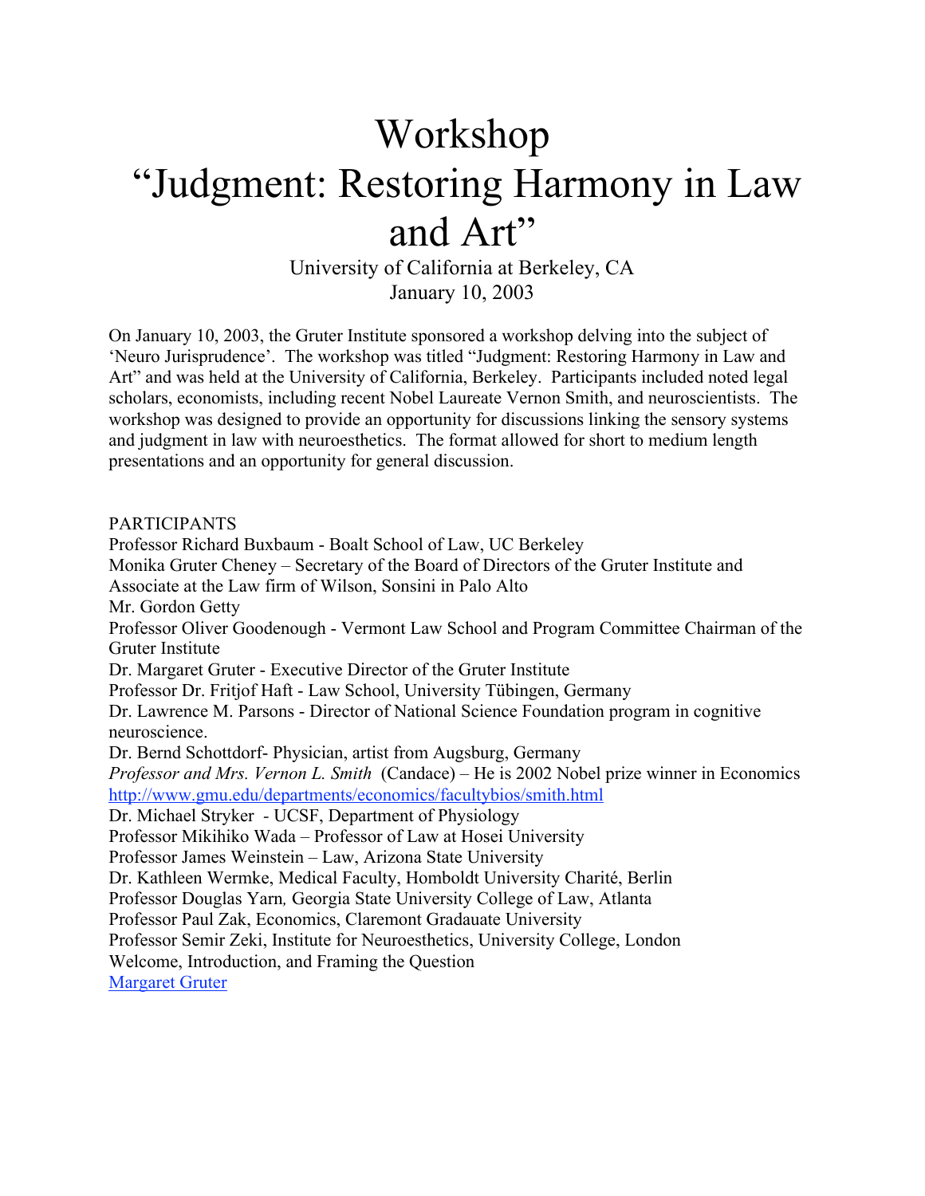# Workshop
# “Judgment: Restoring Harmony in Law and Art”

University of California at Berkeley, CA
January 10, 2003

On January 10, 2003, the Gruter Institute sponsored a workshop delving into the subject of ‘Neuro Jurisprudence’. The workshop was titled “Judgment: Restoring Harmony in Law and Art” and was held at the University of California, Berkeley. Participants included noted legal scholars, economists, including recent Nobel Laureate Vernon Smith, and neuroscientists. The workshop was designed to provide an opportunity for discussions linking the sensory systems and judgment in law with neuroesthetics. The format allowed for short to medium length presentations and an opportunity for general discussion.

PARTICIPANTS

Professor Richard Buxbaum - Boalt School of Law, UC Berkeley
Monika Gruter Cheney – Secretary of the Board of Directors of the Gruter Institute and Associate at the Law firm of Wilson, Sonsini in Palo Alto
Mr. Gordon Getty
Professor Oliver Goodenough - Vermont Law School and Program Committee Chairman of the Gruter Institute
Dr. Margaret Gruter - Executive Director of the Gruter Institute
Professor Dr. Fritjof Haft - Law School, University Tübingen, Germany
Dr. Lawrence M. Parsons - Director of National Science Foundation program in cognitive neuroscience.
Dr. Bernd Schottdorf- Physician, artist from Augsburg, Germany
*Professor and Mrs. Vernon L. Smith* (Candace) – He is 2002 Nobel prize winner in Economics
[http://www.gmu.edu/departments/economics/facultybios/smith.html](http://www.gmu.edu/departments/economics/facultybios/smith.html)
Dr. Michael Stryker - UCSF, Department of Physiology
Professor Mikihiko Wada – Professor of Law at Hosei University
Professor James Weinstein – Law, Arizona State University
Dr. Kathleen Wermke, Medical Faculty, Homboldt University Charité, Berlin
Professor Douglas Yarn*,* Georgia State University College of Law, Atlanta
Professor Paul Zak, Economics, Claremont Gradauate University
Professor Semir Zeki, Institute for Neuroesthetics, University College, London
Welcome, Introduction, and Framing the Question
Margaret Gruter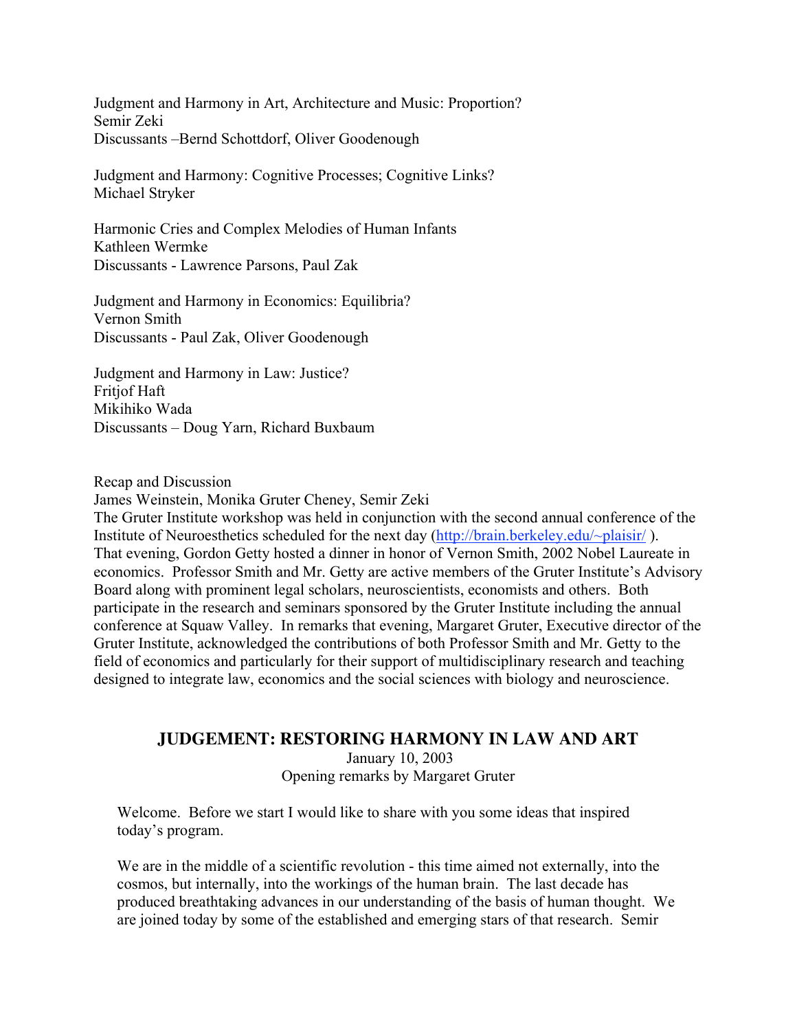Judgment and Harmony in Art, Architecture and Music: Proportion?
Semir Zeki
Discussants –Bernd Schottdorf, Oliver Goodenough

Judgment and Harmony: Cognitive Processes; Cognitive Links?
Michael Stryker

Harmonic Cries and Complex Melodies of Human Infants
Kathleen Wermke
Discussants - Lawrence Parsons, Paul Zak

Judgment and Harmony in Economics: Equilibria?
Vernon Smith
Discussants - Paul Zak, Oliver Goodenough

Judgment and Harmony in Law: Justice?
Fritjof Haft
Mikihiko Wada
Discussants – Doug Yarn, Richard Buxbaum

Recap and Discussion
James Weinstein, Monika Gruter Cheney, Semir Zeki
The Gruter Institute workshop was held in conjunction with the second annual conference of the Institute of Neuroesthetics scheduled for the next day (http://brain.berkeley.edu/~plaisir/ ). That evening, Gordon Getty hosted a dinner in honor of Vernon Smith, 2002 Nobel Laureate in economics. Professor Smith and Mr. Getty are active members of the Gruter Institute's Advisory Board along with prominent legal scholars, neuroscientists, economists and others. Both participate in the research and seminars sponsored by the Gruter Institute including the annual conference at Squaw Valley. In remarks that evening, Margaret Gruter, Executive director of the Gruter Institute, acknowledged the contributions of both Professor Smith and Mr. Getty to the field of economics and particularly for their support of multidisciplinary research and teaching designed to integrate law, economics and the social sciences with biology and neuroscience.

## JUDGEMENT: RESTORING HARMONY IN LAW AND ART

January 10, 2003
Opening remarks by Margaret Gruter

Welcome. Before we start I would like to share with you some ideas that inspired today's program.

We are in the middle of a scientific revolution - this time aimed not externally, into the cosmos, but internally, into the workings of the human brain. The last decade has produced breathtaking advances in our understanding of the basis of human thought. We are joined today by some of the established and emerging stars of that research. Semir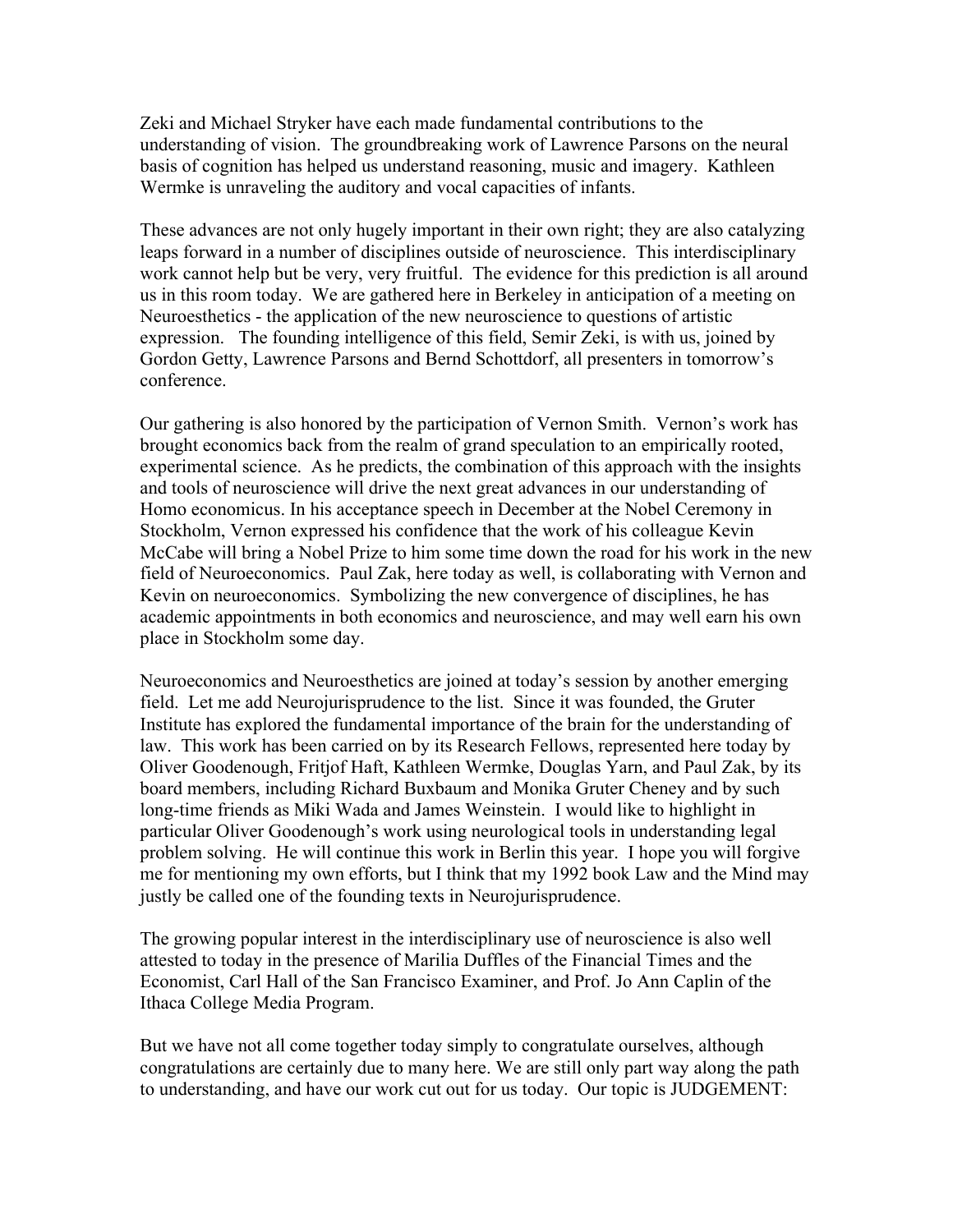Zeki and Michael Stryker have each made fundamental contributions to the understanding of vision. The groundbreaking work of Lawrence Parsons on the neural basis of cognition has helped us understand reasoning, music and imagery. Kathleen Wermke is unraveling the auditory and vocal capacities of infants.

These advances are not only hugely important in their own right; they are also catalyzing leaps forward in a number of disciplines outside of neuroscience. This interdisciplinary work cannot help but be very, very fruitful. The evidence for this prediction is all around us in this room today. We are gathered here in Berkeley in anticipation of a meeting on Neuroesthetics - the application of the new neuroscience to questions of artistic expression. The founding intelligence of this field, Semir Zeki, is with us, joined by Gordon Getty, Lawrence Parsons and Bernd Schottdorf, all presenters in tomorrow's conference.

Our gathering is also honored by the participation of Vernon Smith. Vernon's work has brought economics back from the realm of grand speculation to an empirically rooted, experimental science. As he predicts, the combination of this approach with the insights and tools of neuroscience will drive the next great advances in our understanding of Homo economicus. In his acceptance speech in December at the Nobel Ceremony in Stockholm, Vernon expressed his confidence that the work of his colleague Kevin McCabe will bring a Nobel Prize to him some time down the road for his work in the new field of Neuroeconomics. Paul Zak, here today as well, is collaborating with Vernon and Kevin on neuroeconomics. Symbolizing the new convergence of disciplines, he has academic appointments in both economics and neuroscience, and may well earn his own place in Stockholm some day.

Neuroeconomics and Neuroesthetics are joined at today's session by another emerging field. Let me add Neurojurisprudence to the list. Since it was founded, the Gruter Institute has explored the fundamental importance of the brain for the understanding of law. This work has been carried on by its Research Fellows, represented here today by Oliver Goodenough, Fritjof Haft, Kathleen Wermke, Douglas Yarn, and Paul Zak, by its board members, including Richard Buxbaum and Monika Gruter Cheney and by such long-time friends as Miki Wada and James Weinstein. I would like to highlight in particular Oliver Goodenough's work using neurological tools in understanding legal problem solving. He will continue this work in Berlin this year. I hope you will forgive me for mentioning my own efforts, but I think that my 1992 book Law and the Mind may justly be called one of the founding texts in Neurojurisprudence.

The growing popular interest in the interdisciplinary use of neuroscience is also well attested to today in the presence of Marilia Duffles of the Financial Times and the Economist, Carl Hall of the San Francisco Examiner, and Prof. Jo Ann Caplin of the Ithaca College Media Program.

But we have not all come together today simply to congratulate ourselves, although congratulations are certainly due to many here. We are still only part way along the path to understanding, and have our work cut out for us today. Our topic is JUDGEMENT: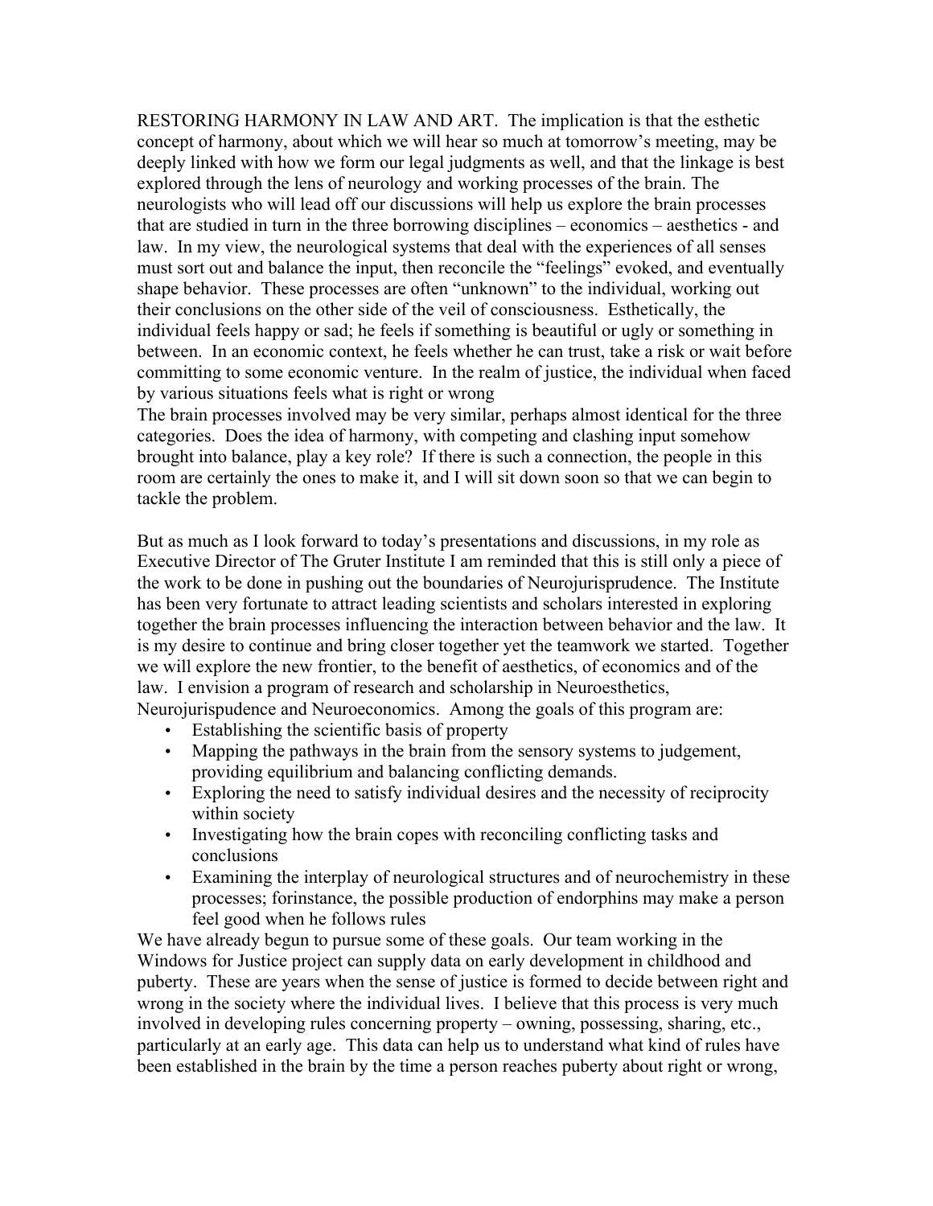RESTORING HARMONY IN LAW AND ART. The implication is that the esthetic concept of harmony, about which we will hear so much at tomorrow's meeting, may be deeply linked with how we form our legal judgments as well, and that the linkage is best explored through the lens of neurology and working processes of the brain. The neurologists who will lead off our discussions will help us explore the brain processes that are studied in turn in the three borrowing disciplines – economics – aesthetics - and law. In my view, the neurological systems that deal with the experiences of all senses must sort out and balance the input, then reconcile the "feelings" evoked, and eventually shape behavior. These processes are often "unknown" to the individual, working out their conclusions on the other side of the veil of consciousness. Esthetically, the individual feels happy or sad; he feels if something is beautiful or ugly or something in between. In an economic context, he feels whether he can trust, take a risk or wait before committing to some economic venture. In the realm of justice, the individual when faced by various situations feels what is right or wrong

The brain processes involved may be very similar, perhaps almost identical for the three categories. Does the idea of harmony, with competing and clashing input somehow brought into balance, play a key role? If there is such a connection, the people in this room are certainly the ones to make it, and I will sit down soon so that we can begin to tackle the problem.

But as much as I look forward to today's presentations and discussions, in my role as Executive Director of The Gruter Institute I am reminded that this is still only a piece of the work to be done in pushing out the boundaries of Neurojurisprudence. The Institute has been very fortunate to attract leading scientists and scholars interested in exploring together the brain processes influencing the interaction between behavior and the law. It is my desire to continue and bring closer together yet the teamwork we started. Together we will explore the new frontier, to the benefit of aesthetics, of economics and of the law. I envision a program of research and scholarship in Neuroesthetics, Neurojurispudence and Neuroeconomics. Among the goals of this program are:

- Establishing the scientific basis of property
- Mapping the pathways in the brain from the sensory systems to judgement, providing equilibrium and balancing conflicting demands.
- Exploring the need to satisfy individual desires and the necessity of reciprocity within society
- Investigating how the brain copes with reconciling conflicting tasks and conclusions
- Examining the interplay of neurological structures and of neurochemistry in these processes; forinstance, the possible production of endorphins may make a person feel good when he follows rules

We have already begun to pursue some of these goals. Our team working in the Windows for Justice project can supply data on early development in childhood and puberty. These are years when the sense of justice is formed to decide between right and wrong in the society where the individual lives. I believe that this process is very much involved in developing rules concerning property – owning, possessing, sharing, etc., particularly at an early age. This data can help us to understand what kind of rules have been established in the brain by the time a person reaches puberty about right or wrong,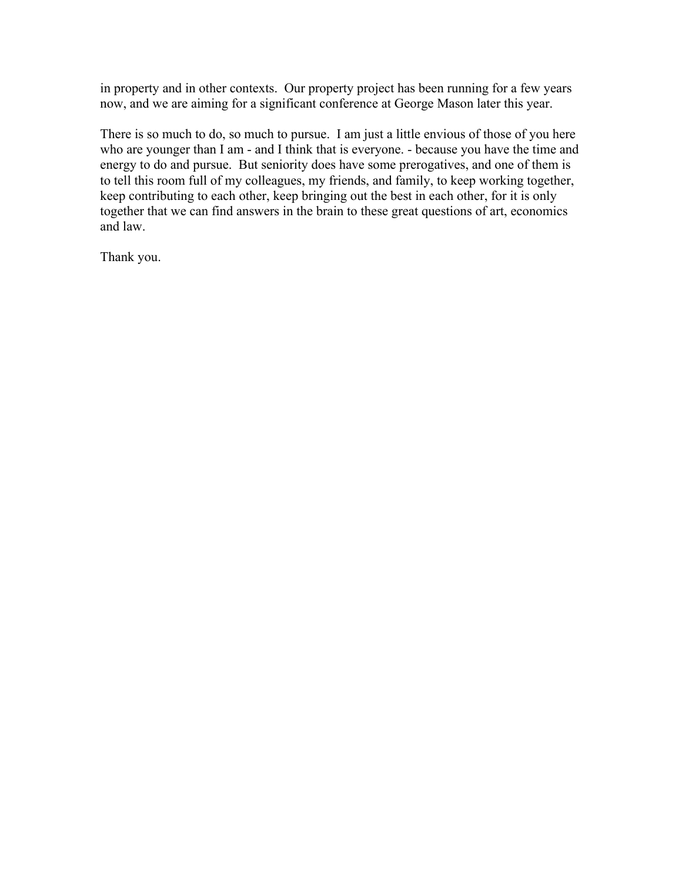in property and in other contexts. Our property project has been running for a few years now, and we are aiming for a significant conference at George Mason later this year.

There is so much to do, so much to pursue. I am just a little envious of those of you here who are younger than I am - and I think that is everyone. - because you have the time and energy to do and pursue. But seniority does have some prerogatives, and one of them is to tell this room full of my colleagues, my friends, and family, to keep working together, keep contributing to each other, keep bringing out the best in each other, for it is only together that we can find answers in the brain to these great questions of art, economics and law.

Thank you.